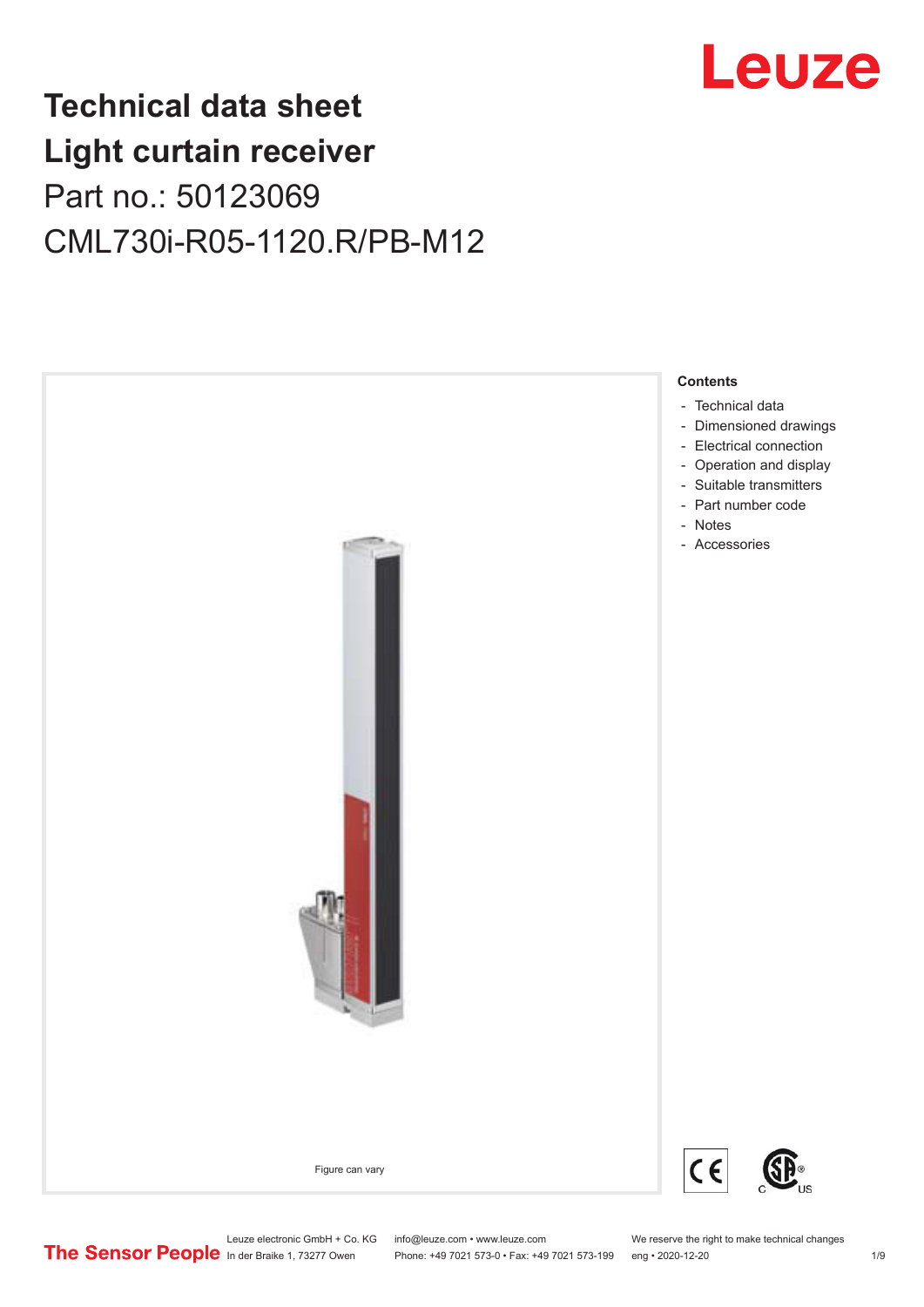# Technical data sheet
# Light curtain receiver

Part no.: 50123069

CML730i-R05-1120.R/PB-M12

Figure can vary

**Contents**

- Technical data
- Dimensioned drawings
- Electrical connection
- Operation and display
- Suitable transmitters
- Part number code
- Notes
- Accessories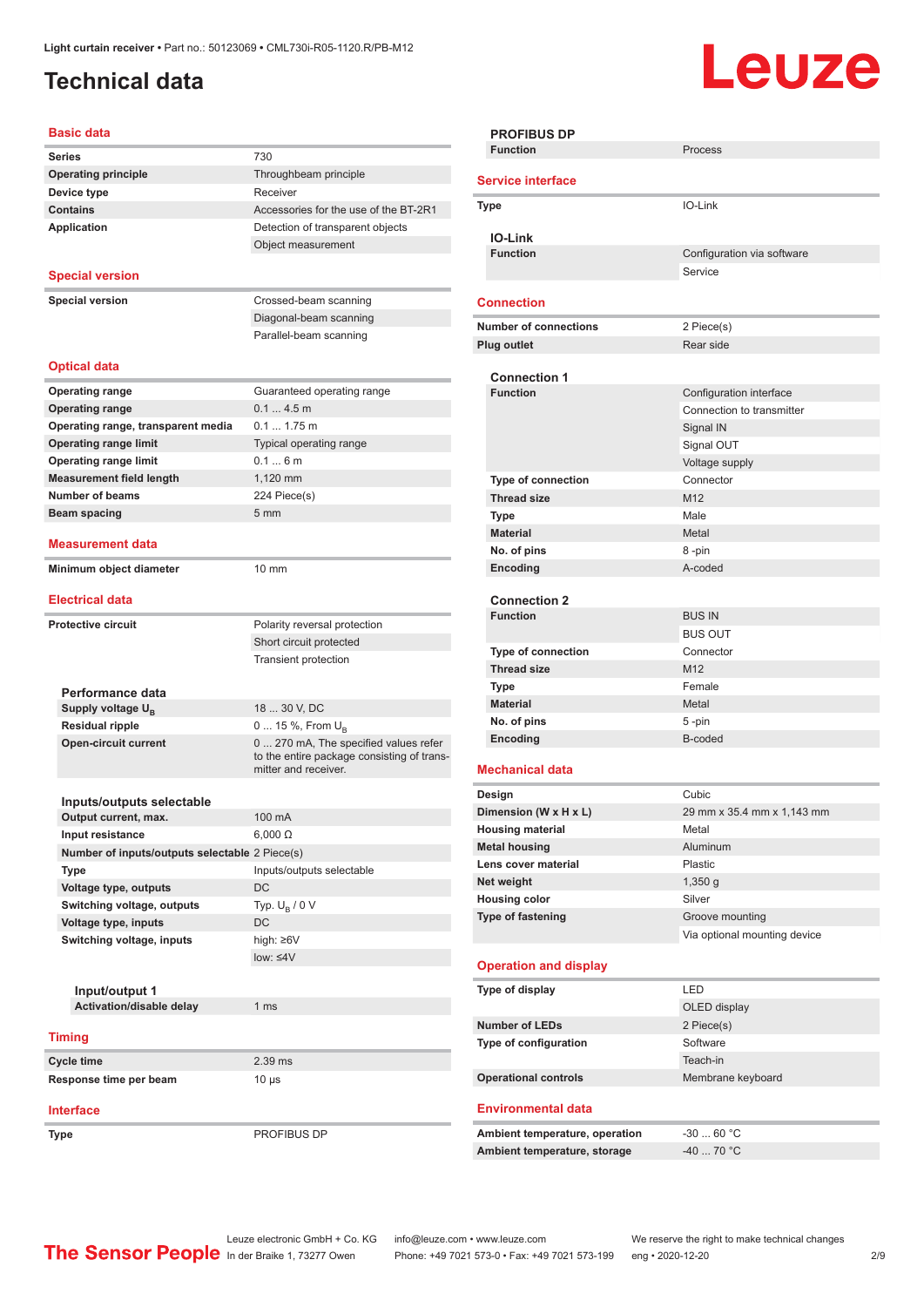Light curtain receiver • Part no.: 50123069 • CML730i-R05-1120.R/PB-M12

# Technical data

## Basic data

| | |
|---|---|
| Series | 730 |
| Operating principle | Throughbeam principle |
| Device type | Receiver |
| Contains | Accessories for the use of the BT-2R1 |
| Application | Detection of transparent objects |
| | Object measurement |

## Special version

| | |
|---|---|
| Special version | Crossed-beam scanning |
| | Diagonal-beam scanning |
| | Parallel-beam scanning |

## Optical data

| | |
|---|---|
| Operating range | Guaranteed operating range |
| Operating range | 0.1 ... 4.5 m |
| Operating range, transparent media | 0.1 ... 1.75 m |
| Operating range limit | Typical operating range |
| Operating range limit | 0.1 ... 6 m |
| Measurement field length | 1,120 mm |
| Number of beams | 224 Piece(s) |
| Beam spacing | 5 mm |

## Measurement data

| | |
|---|---|
| Minimum object diameter | 10 mm |

## Electrical data

| | |
|---|---|
| Protective circuit | Polarity reversal protection |
| | Short circuit protected |
| | Transient protection |

### Performance data

| | |
|---|---|
| Supply voltage $U_B$ | 18 ... 30 V, DC |
| Residual ripple | 0 ... 15 %, From $U_B$ |
| Open-circuit current | 0 ... 270 mA, The specified values refer to the entire package consisting of transmitter and receiver. |

### Inputs/outputs selectable

| | |
|---|---|
| Output current, max. | 100 mA |
| Input resistance | 6,000 Ω |
| Number of inputs/outputs selectable | 2 Piece(s) |
| Type | Inputs/outputs selectable |
| Voltage type, outputs | DC |
| Switching voltage, outputs | Typ. $U_B$ / 0 V |
| Voltage type, inputs | DC |
| Switching voltage, inputs | high: ≥6V |
| | low: ≤4V |

#### Input/output 1

| | |
|---|---|
| Activation/disable delay | 1 ms |

## Timing

| | |
|---|---|
| Cycle time | 2.39 ms |
| Response time per beam | 10 µs |

## Interface

| | |
|---|---|
| Type | PROFIBUS DP |

### PROFIBUS DP

| | |
|---|---|
| Function | Process |

## Service interface

| | |
|---|---|
| Type | IO-Link |

### IO-Link

| | |
|---|---|
| Function | Configuration via software |
| | Service |

## Connection

| | |
|---|---|
| Number of connections | 2 Piece(s) |
| Plug outlet | Rear side |

### Connection 1

| | |
|---|---|
| Function | Configuration interface |
| | Connection to transmitter |
| | Signal IN |
| | Signal OUT |
| | Voltage supply |
| Type of connection | Connector |
| Thread size | M12 |
| Type | Male |
| Material | Metal |
| No. of pins | 8 -pin |
| Encoding | A-coded |

### Connection 2

| | |
|---|---|
| Function | BUS IN |
| | BUS OUT |
| Type of connection | Connector |
| Thread size | M12 |
| Type | Female |
| Material | Metal |
| No. of pins | 5 -pin |
| Encoding | B-coded |

## Mechanical data

| | |
|---|---|
| Design | Cubic |
| Dimension (W x H x L) | 29 mm x 35.4 mm x 1,143 mm |
| Housing material | Metal |
| Metal housing | Aluminum |
| Lens cover material | Plastic |
| Net weight | 1,350 g |
| Housing color | Silver |
| Type of fastening | Groove mounting |
| | Via optional mounting device |

## Operation and display

| | |
|---|---|
| Type of display | LED |
| | OLED display |
| Number of LEDs | 2 Piece(s) |
| Type of configuration | Software |
| | Teach-in |
| Operational controls | Membrane keyboard |

## Environmental data

| | |
|---|---|
| Ambient temperature, operation | -30 ... 60 °C |
| Ambient temperature, storage | -40 ... 70 °C |

The Sensor People — Leuze electronic GmbH + Co. KG, In der Braike 1, 73277 Owen — info@leuze.com • www.leuze.com — Phone: +49 7021 573-0 • Fax: +49 7021 573-199 — We reserve the right to make technical changes — eng • 2020-12-20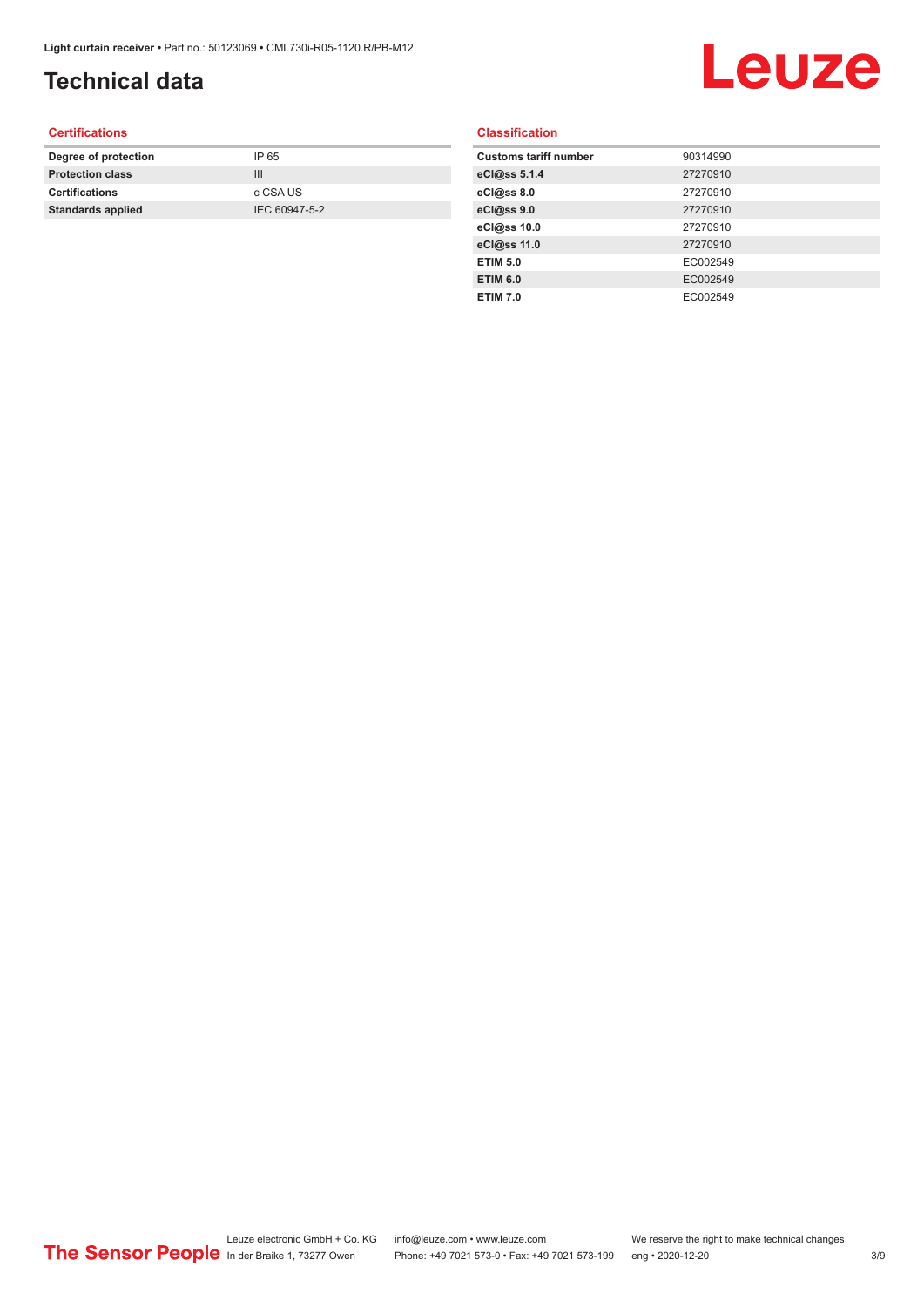# Technical data

## Certifications

| | |
|---|---|
| **Degree of protection** | IP 65 |
| **Protection class** | III |
| **Certifications** | c CSA US |
| **Standards applied** | IEC 60947-5-2 |

## Classification

| | |
|---|---|
| **Customs tariff number** | 90314990 |
| **eCl@ss 5.1.4** | 27270910 |
| **eCl@ss 8.0** | 27270910 |
| **eCl@ss 9.0** | 27270910 |
| **eCl@ss 10.0** | 27270910 |
| **eCl@ss 11.0** | 27270910 |
| **ETIM 5.0** | EC002549 |
| **ETIM 6.0** | EC002549 |
| **ETIM 7.0** | EC002549 |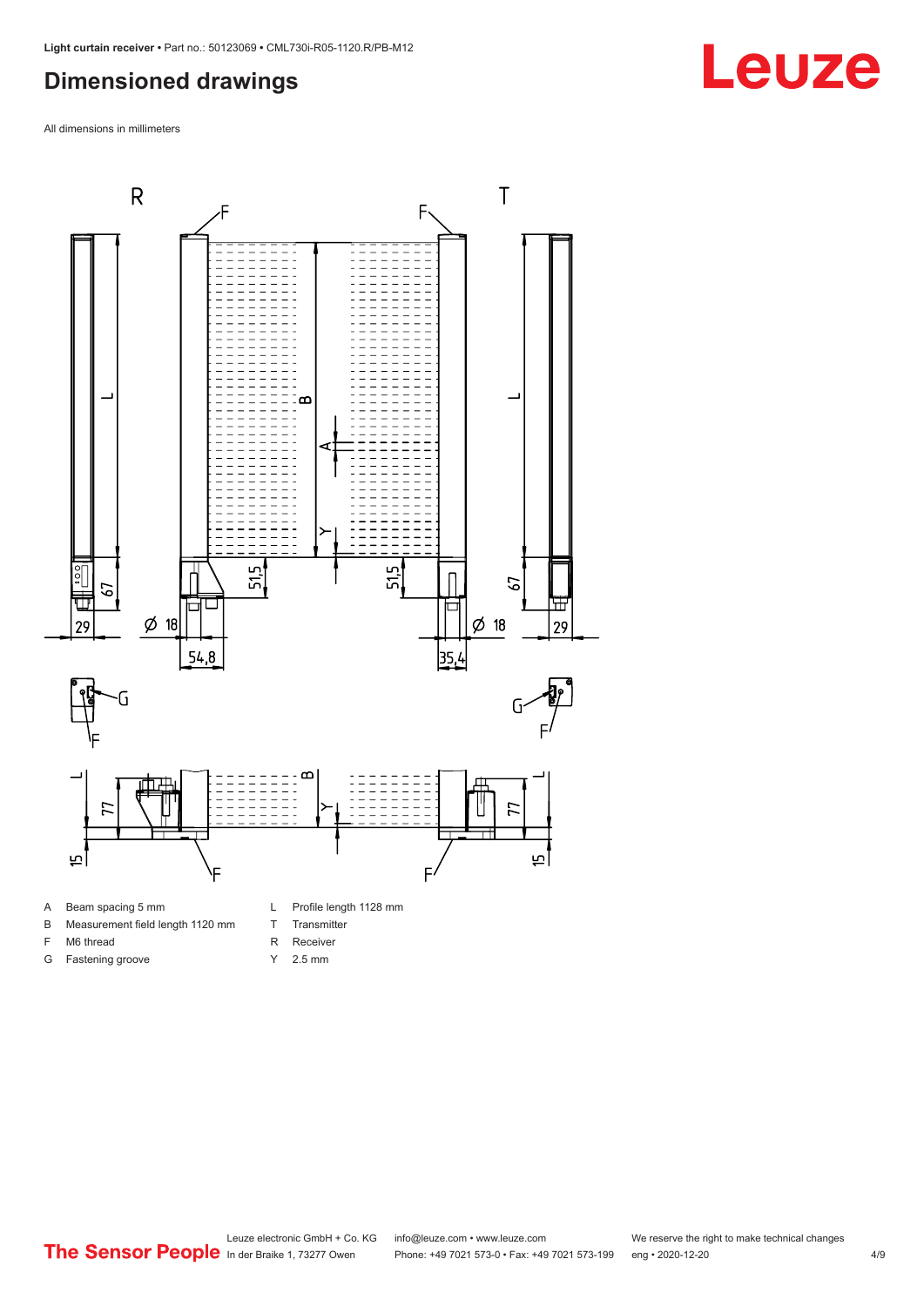## Dimensioned drawings

All dimensions in millimeters

- A  Beam spacing 5 mm
- B  Measurement field length 1120 mm
- F  M6 thread
- G  Fastening groove
- L  Profile length 1128 mm
- T  Transmitter
- R  Receiver
- Y  2.5 mm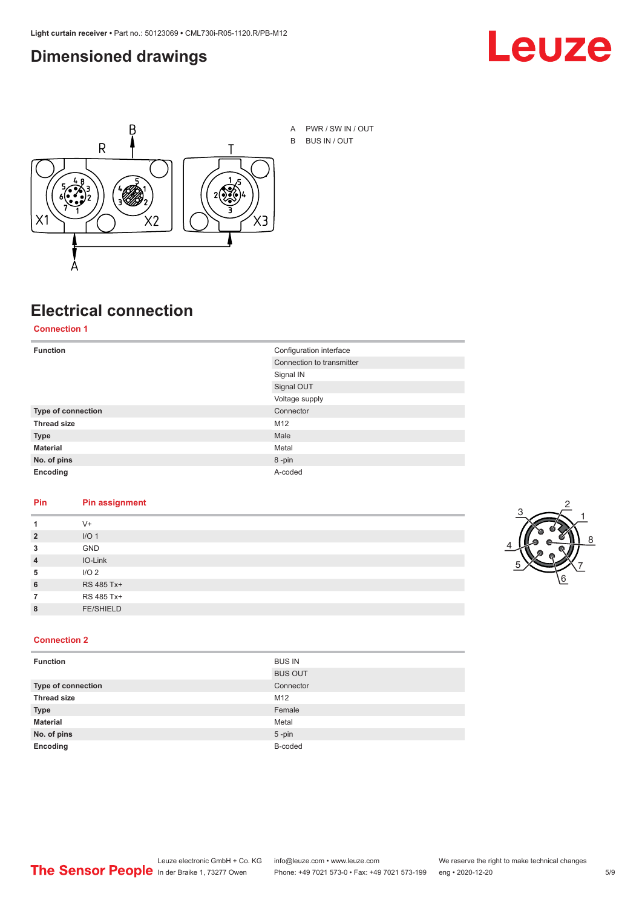## Dimensioned drawings

A PWR / SW IN / OUT
B BUS IN / OUT

## Electrical connection

### Connection 1

| Function | Configuration interface |
|---|---|
| | Connection to transmitter |
| | Signal IN |
| | Signal OUT |
| | Voltage supply |
| **Type of connection** | Connector |
| **Thread size** | M12 |
| **Type** | Male |
| **Material** | Metal |
| **No. of pins** | 8 -pin |
| **Encoding** | A-coded |

| Pin | Pin assignment |
|---|---|
| **1** | V+ |
| **2** | I/O 1 |
| **3** | GND |
| **4** | IO-Link |
| **5** | I/O 2 |
| **6** | RS 485 Tx+ |
| **7** | RS 485 Tx+ |
| **8** | FE/SHIELD |

### Connection 2

| Function | BUS IN |
|---|---|
| | BUS OUT |
| **Type of connection** | Connector |
| **Thread size** | M12 |
| **Type** | Female |
| **Material** | Metal |
| **No. of pins** | 5 -pin |
| **Encoding** | B-coded |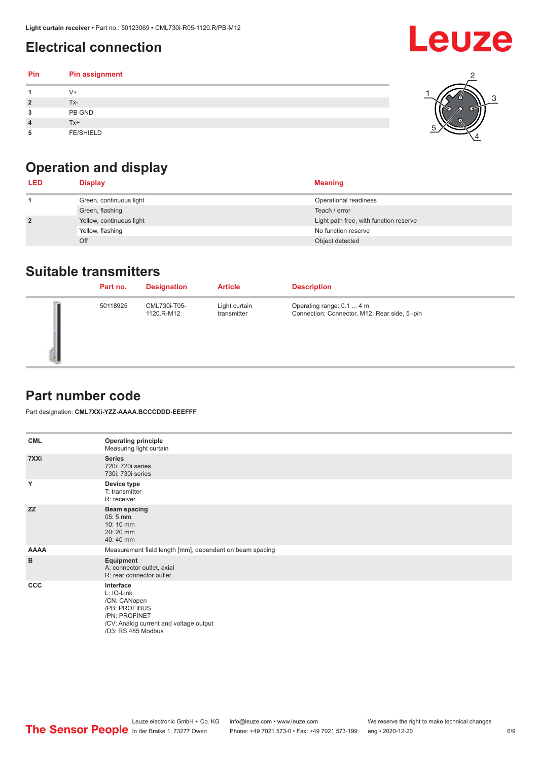## Electrical connection

| Pin | Pin assignment |
|---|---|
| 1 | V+ |
| 2 | Tx- |
| 3 | PB GND |
| 4 | Tx+ |
| 5 | FE/SHIELD |

## Operation and display

| LED | Display | Meaning |
|---|---|---|
| 1 | Green, continuous light | Operational readiness |
| | Green, flashing | Teach / error |
| 2 | Yellow, continuous light | Light path free, with function reserve |
| | Yellow, flashing | No function reserve |
| | Off | Object detected |

## Suitable transmitters

| Part no. | Designation | Article | Description |
|---|---|---|---|
| 50118925 | CML730i-T05-1120.R-M12 | Light curtain transmitter | Operating range: 0.1 ... 4 m<br>Connection: Connector, M12, Rear side, 5 -pin |

## Part number code

Part designation: **CML7XXi-YZZ-AAAA.BCCCDDD-EEEFFF**

| | |
|---|---|
| **CML** | **Operating principle**<br>Measuring light curtain |
| **7XXi** | **Series**<br>720i: 720i series<br>730i: 730i series |
| **Y** | **Device type**<br>T: transmitter<br>R: receiver |
| **ZZ** | **Beam spacing**<br>05: 5 mm<br>10: 10 mm<br>20: 20 mm<br>40: 40 mm |
| **AAAA** | Measurement field length [mm], dependent on beam spacing |
| **B** | **Equipment**<br>A: connector outlet, axial<br>R: rear connector outlet |
| **CCC** | **Interface**<br>L: IO-Link<br>/CN: CANopen<br>/PB: PROFIBUS<br>/PN: PROFINET<br>/CV: Analog current and voltage output<br>/D3: RS 485 Modbus |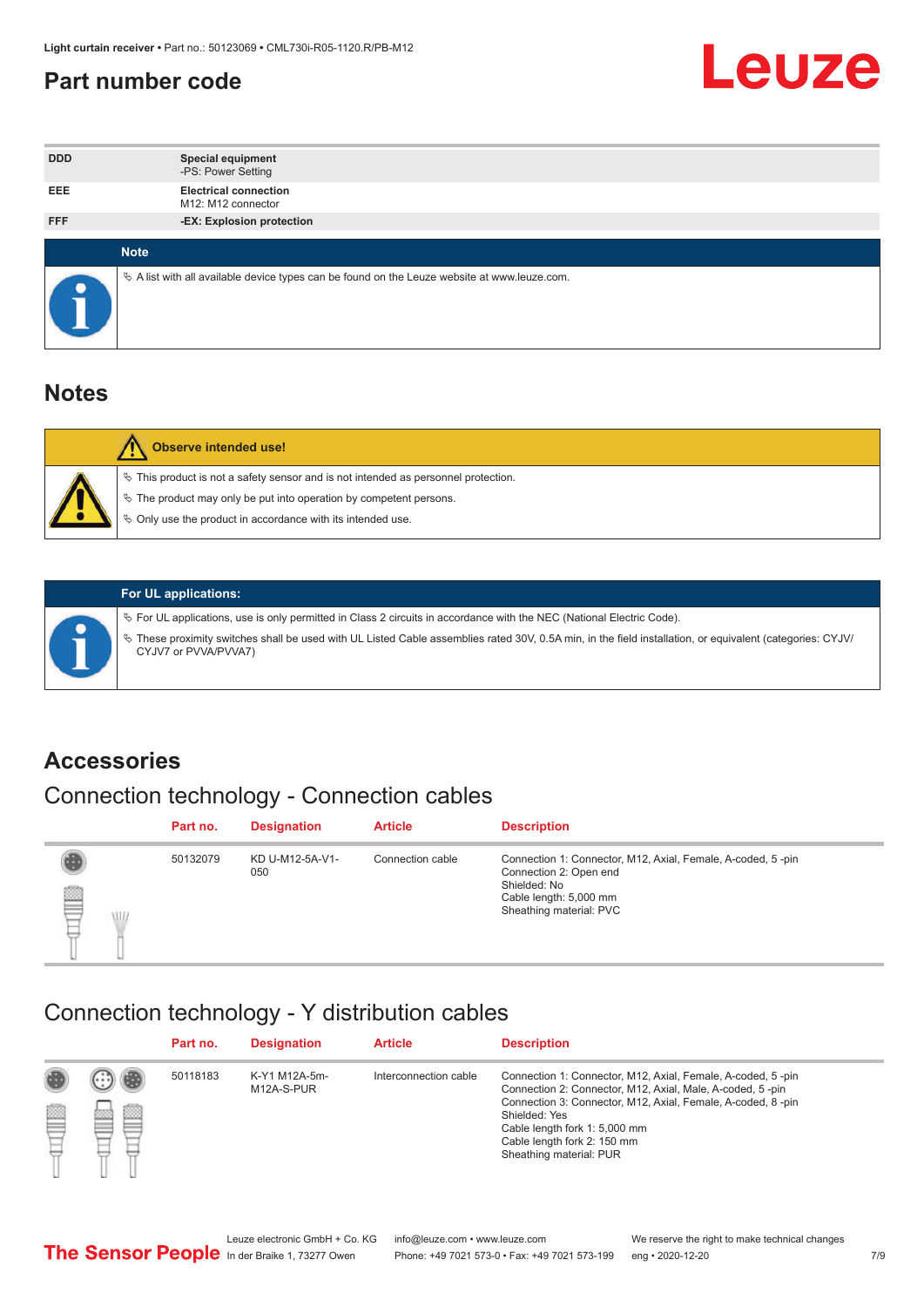## Part number code

| | |
|---|---|
| DDD | **Special equipment**<br>-PS: Power Setting |
| EEE | **Electrical connection**<br>M12: M12 connector |
| FFF | **-EX: Explosion protection** |

**Note**

- A list with all available device types can be found on the Leuze website at www.leuze.com.

## Notes

**Observe intended use!**

- This product is not a safety sensor and is not intended as personnel protection.
- The product may only be put into operation by competent persons.
- Only use the product in accordance with its intended use.

**For UL applications:**

- For UL applications, use is only permitted in Class 2 circuits in accordance with the NEC (National Electric Code).
- These proximity switches shall be used with UL Listed Cable assemblies rated 30V, 0.5A min, in the field installation, or equivalent (categories: CYJV/CYJV7 or PVVA/PVVA7)

## Accessories

### Connection technology - Connection cables

| Part no. | Designation | Article | Description |
|---|---|---|---|
| 50132079 | KD U-M12-5A-V1-050 | Connection cable | Connection 1: Connector, M12, Axial, Female, A-coded, 5 -pin<br>Connection 2: Open end<br>Shielded: No<br>Cable length: 5,000 mm<br>Sheathing material: PVC |

### Connection technology - Y distribution cables

| Part no. | Designation | Article | Description |
|---|---|---|---|
| 50118183 | K-Y1 M12A-5m-M12A-S-PUR | Interconnection cable | Connection 1: Connector, M12, Axial, Female, A-coded, 5 -pin<br>Connection 2: Connector, M12, Axial, Male, A-coded, 5 -pin<br>Connection 3: Connector, M12, Axial, Female, A-coded, 8 -pin<br>Shielded: Yes<br>Cable length fork 1: 5,000 mm<br>Cable length fork 2: 150 mm<br>Sheathing material: PUR |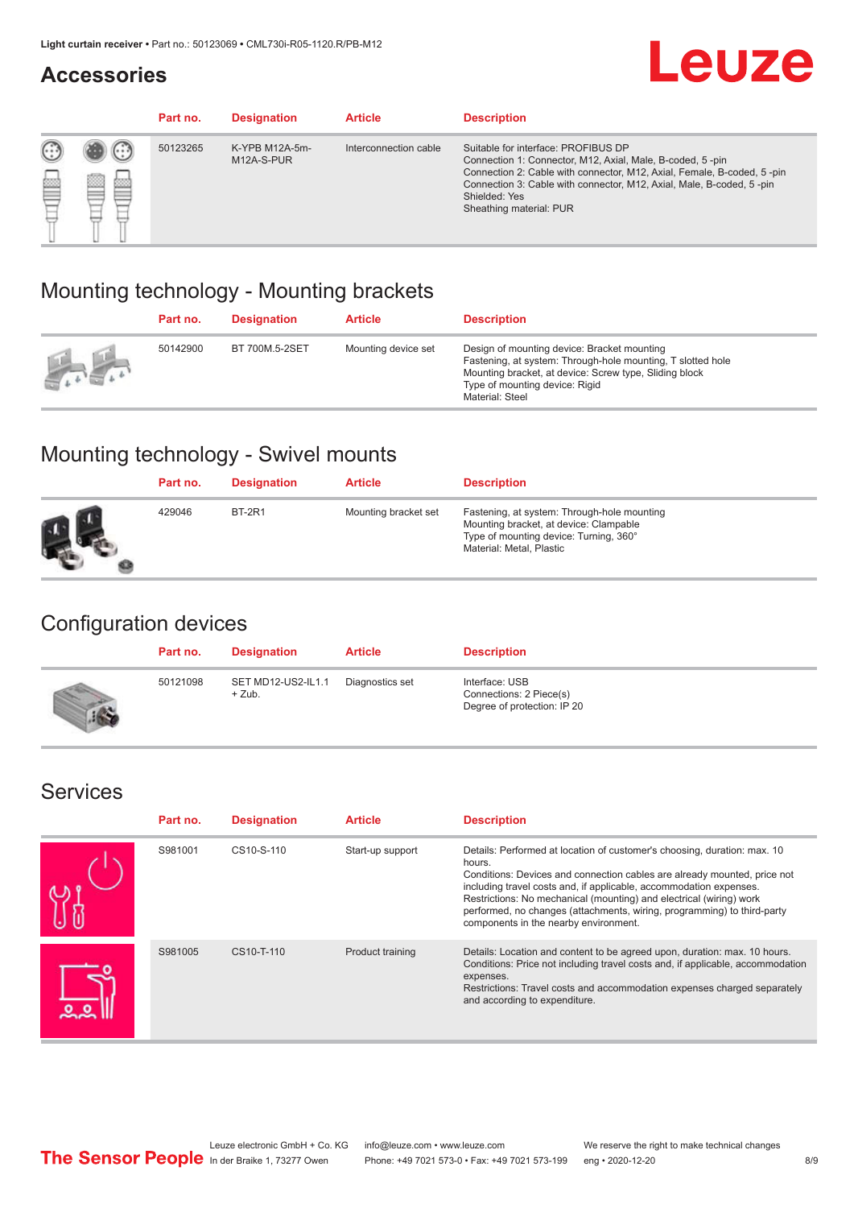## Accessories

| Part no. | Designation | Article | Description |
|---|---|---|---|
| 50123265 | K-YPB M12A-5m-M12A-S-PUR | Interconnection cable | Suitable for interface: PROFIBUS DP<br>Connection 1: Connector, M12, Axial, Male, B-coded, 5 -pin<br>Connection 2: Cable with connector, M12, Axial, Female, B-coded, 5 -pin<br>Connection 3: Cable with connector, M12, Axial, Male, B-coded, 5 -pin<br>Shielded: Yes<br>Sheathing material: PUR |

## Mounting technology - Mounting brackets

| Part no. | Designation | Article | Description |
|---|---|---|---|
| 50142900 | BT 700M.5-2SET | Mounting device set | Design of mounting device: Bracket mounting<br>Fastening, at system: Through-hole mounting, T slotted hole<br>Mounting bracket, at device: Screw type, Sliding block<br>Type of mounting device: Rigid<br>Material: Steel |

## Mounting technology - Swivel mounts

| Part no. | Designation | Article | Description |
|---|---|---|---|
| 429046 | BT-2R1 | Mounting bracket set | Fastening, at system: Through-hole mounting<br>Mounting bracket, at device: Clampable<br>Type of mounting device: Turning, 360°<br>Material: Metal, Plastic |

## Configuration devices

| Part no. | Designation | Article | Description |
|---|---|---|---|
| 50121098 | SET MD12-US2-IL1.1 + Zub. | Diagnostics set | Interface: USB<br>Connections: 2 Piece(s)<br>Degree of protection: IP 20 |

## Services

| Part no. | Designation | Article | Description |
|---|---|---|---|
| S981001 | CS10-S-110 | Start-up support | Details: Performed at location of customer's choosing, duration: max. 10 hours.<br>Conditions: Devices and connection cables are already mounted, price not including travel costs and, if applicable, accommodation expenses.<br>Restrictions: No mechanical (mounting) and electrical (wiring) work performed, no changes (attachments, wiring, programming) to third-party components in the nearby environment. |
| S981005 | CS10-T-110 | Product training | Details: Location and content to be agreed upon, duration: max. 10 hours.<br>Conditions: Price not including travel costs and, if applicable, accommodation expenses.<br>Restrictions: Travel costs and accommodation expenses charged separately and according to expenditure. |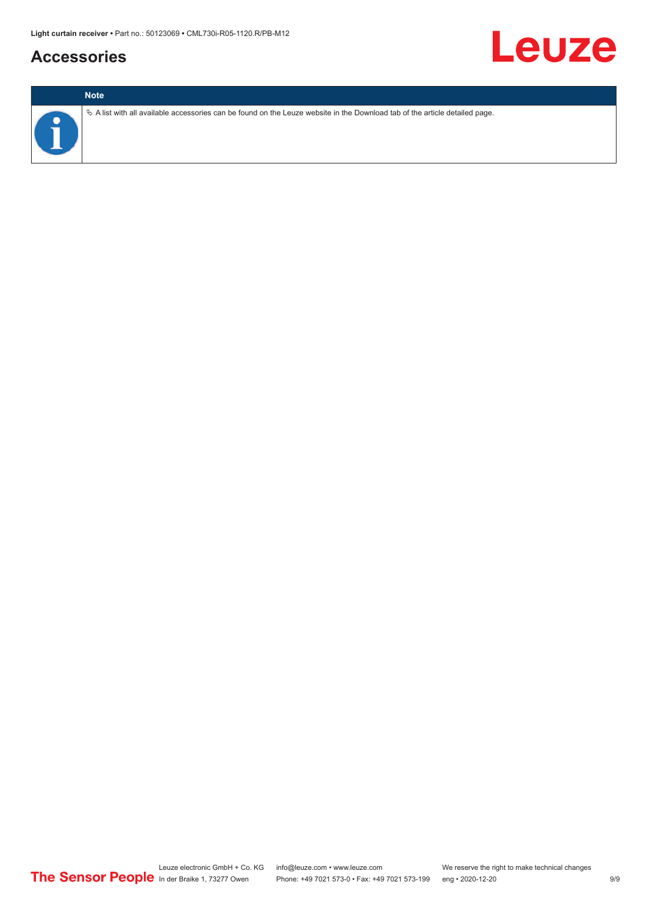## Accessories

| | Note |
|---|---|
| | ✎ A list with all available accessories can be found on the Leuze website in the Download tab of the article detailed page. |